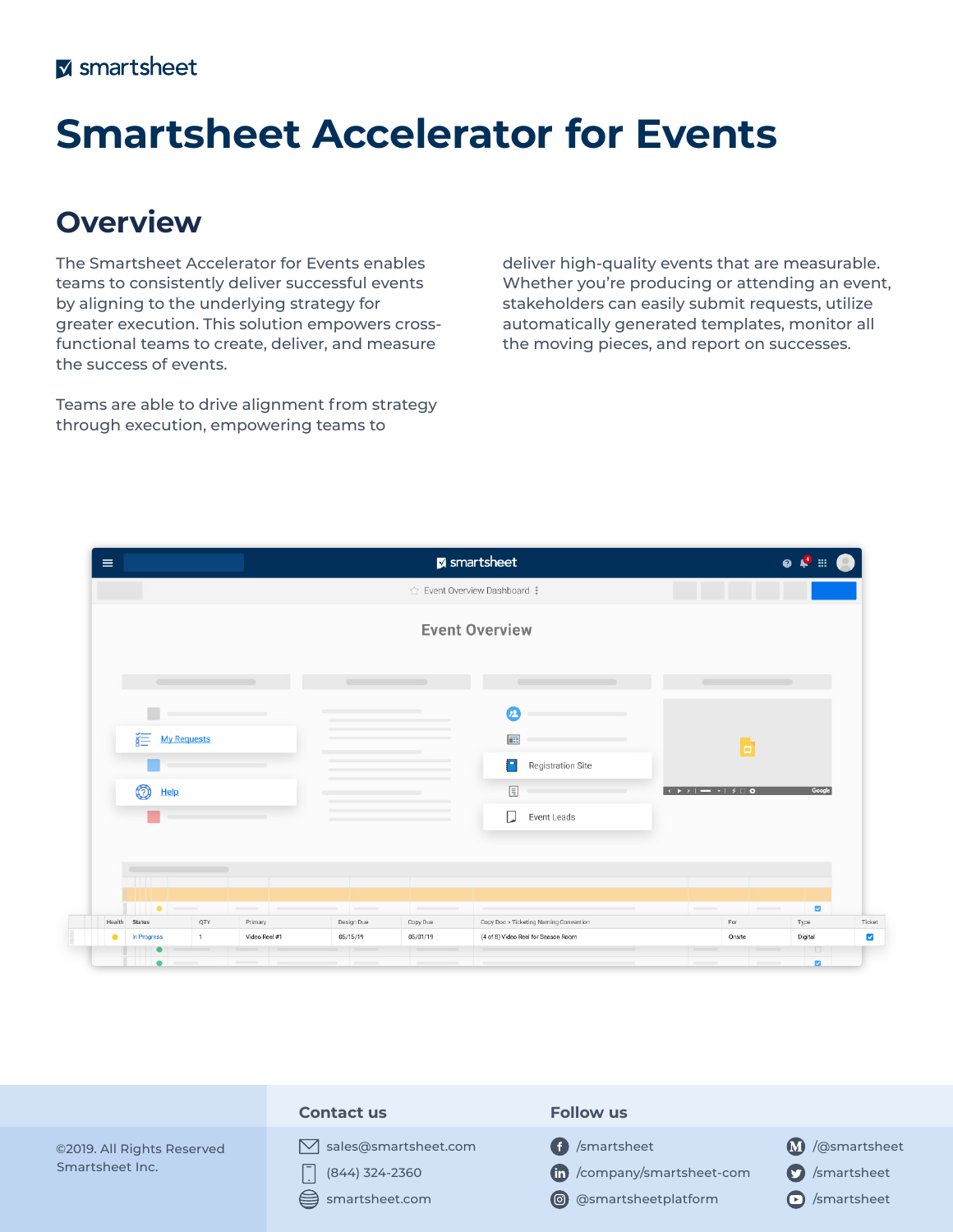# Smartsheet Accelerator for Events

## Overview

The Smartsheet Accelerator for Events enables teams to consistently deliver successful events by aligning to the underlying strategy for greater execution. This solution empowers cross-functional teams to create, deliver, and measure the success of events.

Teams are able to drive alignment from strategy through execution, empowering teams to deliver high-quality events that are measurable. Whether you're producing or attending an event, stakeholders can easily submit requests, utilize automatically generated templates, monitor all the moving pieces, and report on successes.

©2019. All Rights Reserved Smartsheet Inc.

**Contact us**

- sales@smartsheet.com
- (844) 324-2360
- smartsheet.com

**Follow us**

- /smartsheet
- /company/smartsheet-com
- @smartsheetplatform
- /@smartsheet
- /smartsheet
- /smartsheet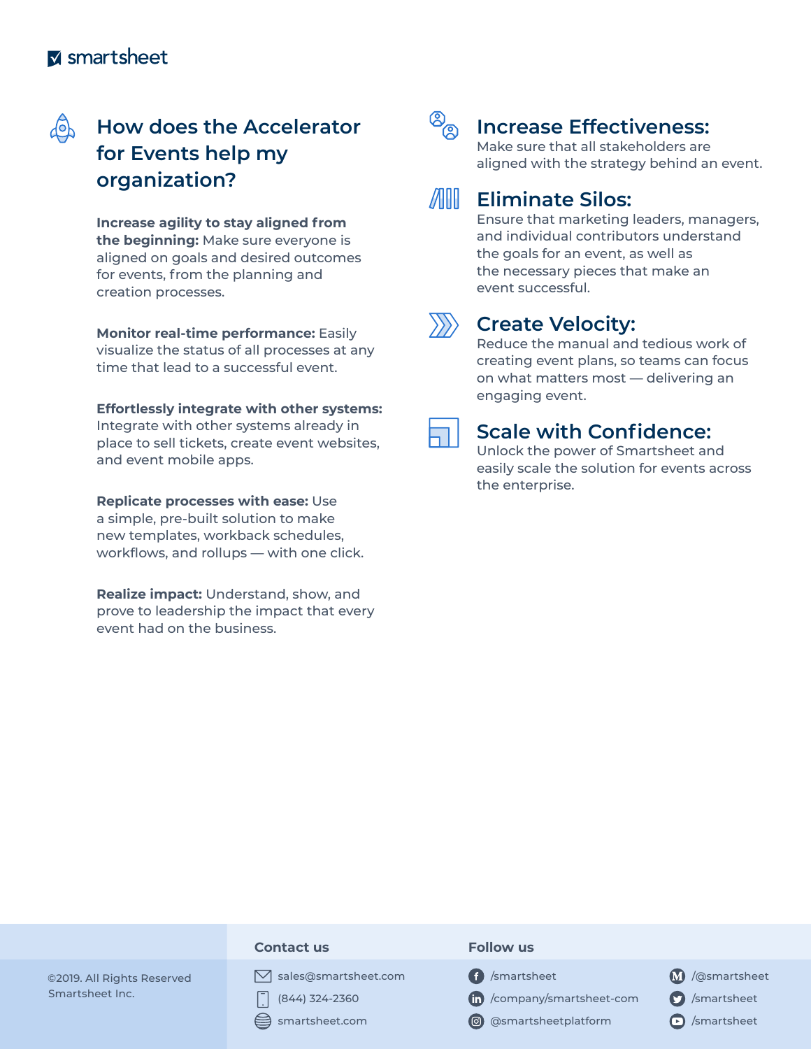smartsheet

## How does the Accelerator for Events help my organization?

**Increase agility to stay aligned from the beginning:** Make sure everyone is aligned on goals and desired outcomes for events, from the planning and creation processes.

**Monitor real-time performance:** Easily visualize the status of all processes at any time that lead to a successful event.

**Effortlessly integrate with other systems:** Integrate with other systems already in place to sell tickets, create event websites, and event mobile apps.

**Replicate processes with ease:** Use a simple, pre-built solution to make new templates, workback schedules, workflows, and rollups — with one click.

**Realize impact:** Understand, show, and prove to leadership the impact that every event had on the business.

## Increase Effectiveness:

Make sure that all stakeholders are aligned with the strategy behind an event.

## Eliminate Silos:

Ensure that marketing leaders, managers, and individual contributors understand the goals for an event, as well as the necessary pieces that make an event successful.

## Create Velocity:

Reduce the manual and tedious work of creating event plans, so teams can focus on what matters most — delivering an engaging event.

## Scale with Confidence:

Unlock the power of Smartsheet and easily scale the solution for events across the enterprise.

©2019. All Rights Reserved Smartsheet Inc.

**Contact us**

- sales@smartsheet.com
- (844) 324-2360
- smartsheet.com

**Follow us**

- /smartsheet
- /company/smartsheet-com
- @smartsheetplatform
- /@smartsheet
- /smartsheet
- /smartsheet